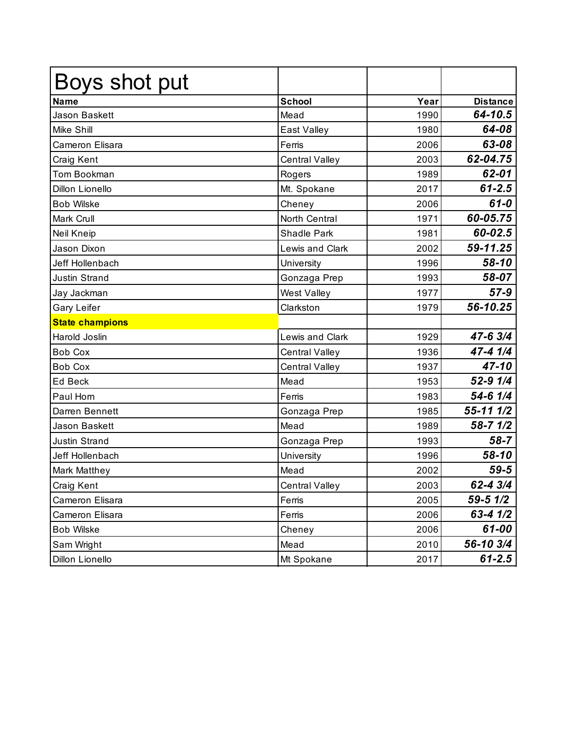| Boys shot put | | | |
|---|---|---|---|
| **Name** | **School** | **Year** | **Distance** |
| Jason Baskett | Mead | 1990 | ***64-10.5*** |
| Mike Shill | East Valley | 1980 | ***64-08*** |
| Cameron Elisara | Ferris | 2006 | ***63-08*** |
| Craig Kent | Central Valley | 2003 | ***62-04.75*** |
| Tom Bookman | Rogers | 1989 | ***62-01*** |
| Dillon Lionello | Mt. Spokane | 2017 | ***61-2.5*** |
| Bob Wilske | Cheney | 2006 | ***61-0*** |
| Mark Crull | North Central | 1971 | ***60-05.75*** |
| Neil Kneip | Shadle Park | 1981 | ***60-02.5*** |
| Jason Dixon | Lewis and Clark | 2002 | ***59-11.25*** |
| Jeff Hollenbach | University | 1996 | ***58-10*** |
| Justin Strand | Gonzaga Prep | 1993 | ***58-07*** |
| Jay Jackman | West Valley | 1977 | ***57-9*** |
| Gary Leifer | Clarkston | 1979 | ***56-10.25*** |
| **State champions** | | | |
| Harold Joslin | Lewis and Clark | 1929 | ***47-6 3/4*** |
| Bob Cox | Central Valley | 1936 | ***47-4 1/4*** |
| Bob Cox | Central Valley | 1937 | ***47-10*** |
| Ed Beck | Mead | 1953 | ***52-9 1/4*** |
| Paul Horn | Ferris | 1983 | ***54-6 1/4*** |
| Darren Bennett | Gonzaga Prep | 1985 | ***55-11 1/2*** |
| Jason Baskett | Mead | 1989 | ***58-7 1/2*** |
| Justin Strand | Gonzaga Prep | 1993 | ***58-7*** |
| Jeff Hollenbach | University | 1996 | ***58-10*** |
| Mark Matthey | Mead | 2002 | ***59-5*** |
| Craig Kent | Central Valley | 2003 | ***62-4 3/4*** |
| Cameron Elisara | Ferris | 2005 | ***59-5 1/2*** |
| Cameron Elisara | Ferris | 2006 | ***63-4 1/2*** |
| Bob Wilske | Cheney | 2006 | ***61-00*** |
| Sam Wright | Mead | 2010 | ***56-10 3/4*** |
| Dillon Lionello | Mt Spokane | 2017 | ***61-2.5*** |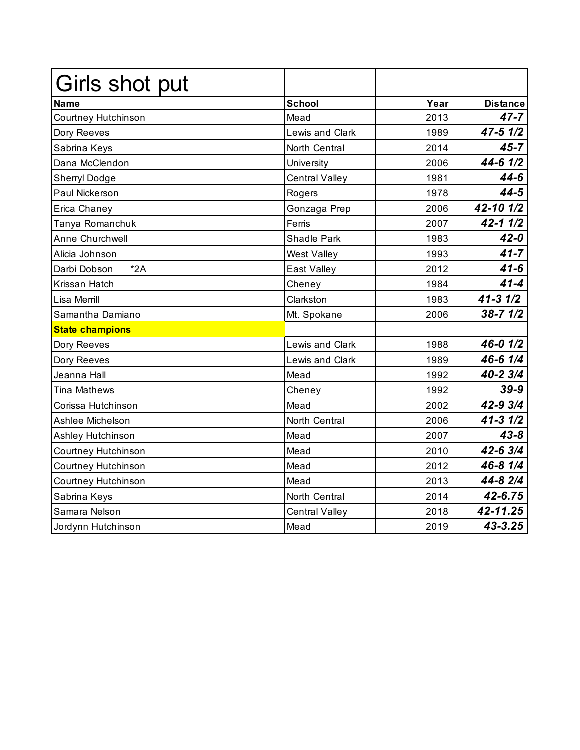# Girls shot put

| Name | School | Year | Distance |
|---|---|---|---|
| Courtney Hutchinson | Mead | 2013 | ***47-7*** |
| Dory Reeves | Lewis and Clark | 1989 | ***47-5 1/2*** |
| Sabrina Keys | North Central | 2014 | ***45-7*** |
| Dana McClendon | University | 2006 | ***44-6 1/2*** |
| Sherryl Dodge | Central Valley | 1981 | ***44-6*** |
| Paul Nickerson | Rogers | 1978 | ***44-5*** |
| Erica Chaney | Gonzaga Prep | 2006 | ***42-10 1/2*** |
| Tanya Romanchuk | Ferris | 2007 | ***42-1 1/2*** |
| Anne Churchwell | Shadle Park | 1983 | ***42-0*** |
| Alicia Johnson | West Valley | 1993 | ***41-7*** |
| Darbi Dobson *2A | East Valley | 2012 | ***41-6*** |
| Krissan Hatch | Cheney | 1984 | ***41-4*** |
| Lisa Merrill | Clarkston | 1983 | ***41-3 1/2*** |
| Samantha Damiano | Mt. Spokane | 2006 | ***38-7 1/2*** |
| **State champions** | | | |
| Dory Reeves | Lewis and Clark | 1988 | ***46-0 1/2*** |
| Dory Reeves | Lewis and Clark | 1989 | ***46-6 1/4*** |
| Jeanna Hall | Mead | 1992 | ***40-2 3/4*** |
| Tina Mathews | Cheney | 1992 | ***39-9*** |
| Corissa Hutchinson | Mead | 2002 | ***42-9 3/4*** |
| Ashlee Michelson | North Central | 2006 | ***41-3 1/2*** |
| Ashley Hutchinson | Mead | 2007 | ***43-8*** |
| Courtney Hutchinson | Mead | 2010 | ***42-6 3/4*** |
| Courtney Hutchinson | Mead | 2012 | ***46-8 1/4*** |
| Courtney Hutchinson | Mead | 2013 | ***44-8 2/4*** |
| Sabrina Keys | North Central | 2014 | ***42-6.75*** |
| Samara Nelson | Central Valley | 2018 | ***42-11.25*** |
| Jordynn Hutchinson | Mead | 2019 | ***43-3.25*** |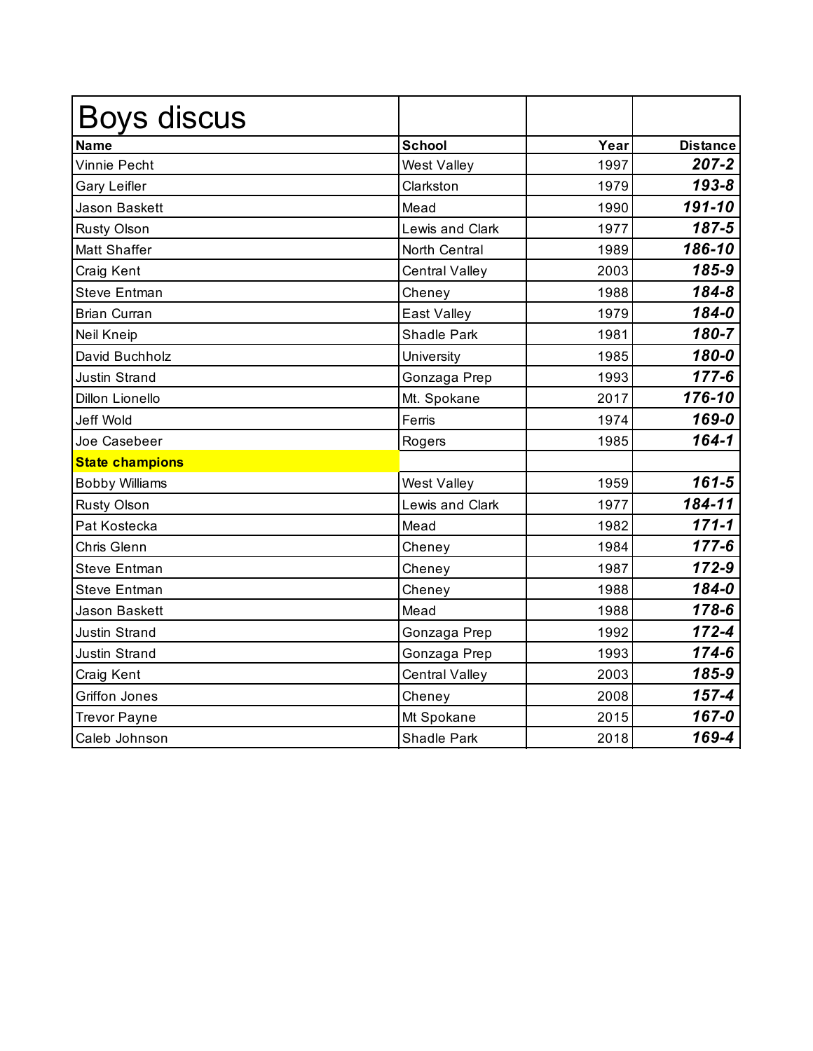| Boys discus | | | |
|---|---|---|---|
| **Name** | **School** | **Year** | **Distance** |
| Vinnie Pecht | West Valley | 1997 | ***207-2*** |
| Gary Leifler | Clarkston | 1979 | ***193-8*** |
| Jason Baskett | Mead | 1990 | ***191-10*** |
| Rusty Olson | Lewis and Clark | 1977 | ***187-5*** |
| Matt Shaffer | North Central | 1989 | ***186-10*** |
| Craig Kent | Central Valley | 2003 | ***185-9*** |
| Steve Entman | Cheney | 1988 | ***184-8*** |
| Brian Curran | East Valley | 1979 | ***184-0*** |
| Neil Kneip | Shadle Park | 1981 | ***180-7*** |
| David Buchholz | University | 1985 | ***180-0*** |
| Justin Strand | Gonzaga Prep | 1993 | ***177-6*** |
| Dillon Lionello | Mt. Spokane | 2017 | ***176-10*** |
| Jeff Wold | Ferris | 1974 | ***169-0*** |
| Joe Casebeer | Rogers | 1985 | ***164-1*** |
| **State champions** | | | |
| Bobby Williams | West Valley | 1959 | ***161-5*** |
| Rusty Olson | Lewis and Clark | 1977 | ***184-11*** |
| Pat Kostecka | Mead | 1982 | ***171-1*** |
| Chris Glenn | Cheney | 1984 | ***177-6*** |
| Steve Entman | Cheney | 1987 | ***172-9*** |
| Steve Entman | Cheney | 1988 | ***184-0*** |
| Jason Baskett | Mead | 1988 | ***178-6*** |
| Justin Strand | Gonzaga Prep | 1992 | ***172-4*** |
| Justin Strand | Gonzaga Prep | 1993 | ***174-6*** |
| Craig Kent | Central Valley | 2003 | ***185-9*** |
| Griffon Jones | Cheney | 2008 | ***157-4*** |
| Trevor Payne | Mt Spokane | 2015 | ***167-0*** |
| Caleb Johnson | Shadle Park | 2018 | ***169-4*** |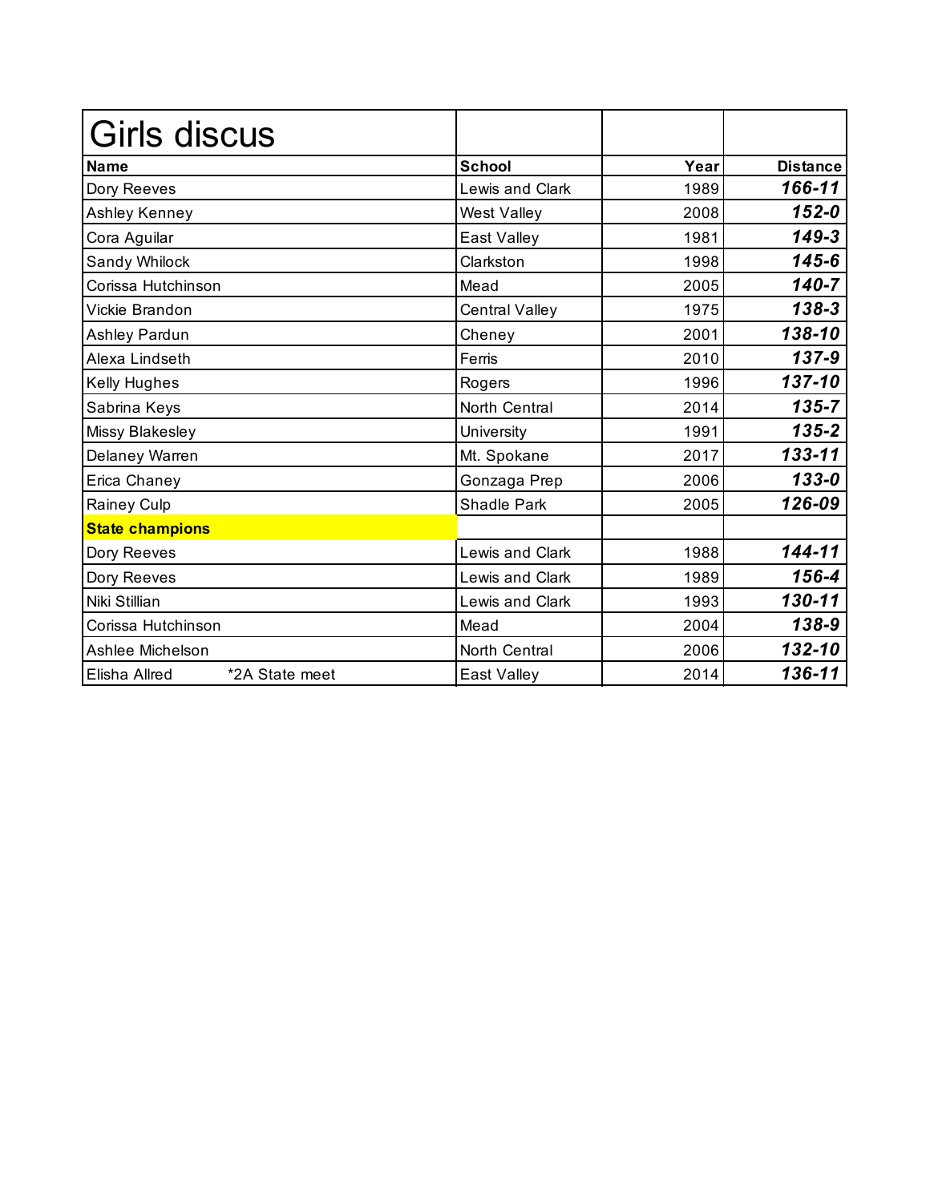| Girls discus | | | |
|---|---|---|---|
| **Name** | **School** | **Year** | **Distance** |
| Dory Reeves | Lewis and Clark | 1989 | ***166-11*** |
| Ashley Kenney | West Valley | 2008 | ***152-0*** |
| Cora Aguilar | East Valley | 1981 | ***149-3*** |
| Sandy Whilock | Clarkston | 1998 | ***145-6*** |
| Corissa Hutchinson | Mead | 2005 | ***140-7*** |
| Vickie Brandon | Central Valley | 1975 | ***138-3*** |
| Ashley Pardun | Cheney | 2001 | ***138-10*** |
| Alexa Lindseth | Ferris | 2010 | ***137-9*** |
| Kelly Hughes | Rogers | 1996 | ***137-10*** |
| Sabrina Keys | North Central | 2014 | ***135-7*** |
| Missy Blakesley | University | 1991 | ***135-2*** |
| Delaney Warren | Mt. Spokane | 2017 | ***133-11*** |
| Erica Chaney | Gonzaga Prep | 2006 | ***133-0*** |
| Rainey Culp | Shadle Park | 2005 | ***126-09*** |
| **State champions** | | | |
| Dory Reeves | Lewis and Clark | 1988 | ***144-11*** |
| Dory Reeves | Lewis and Clark | 1989 | ***156-4*** |
| Niki Stillian | Lewis and Clark | 1993 | ***130-11*** |
| Corissa Hutchinson | Mead | 2004 | ***138-9*** |
| Ashlee Michelson | North Central | 2006 | ***132-10*** |
| Elisha Allred *2A State meet | East Valley | 2014 | ***136-11*** |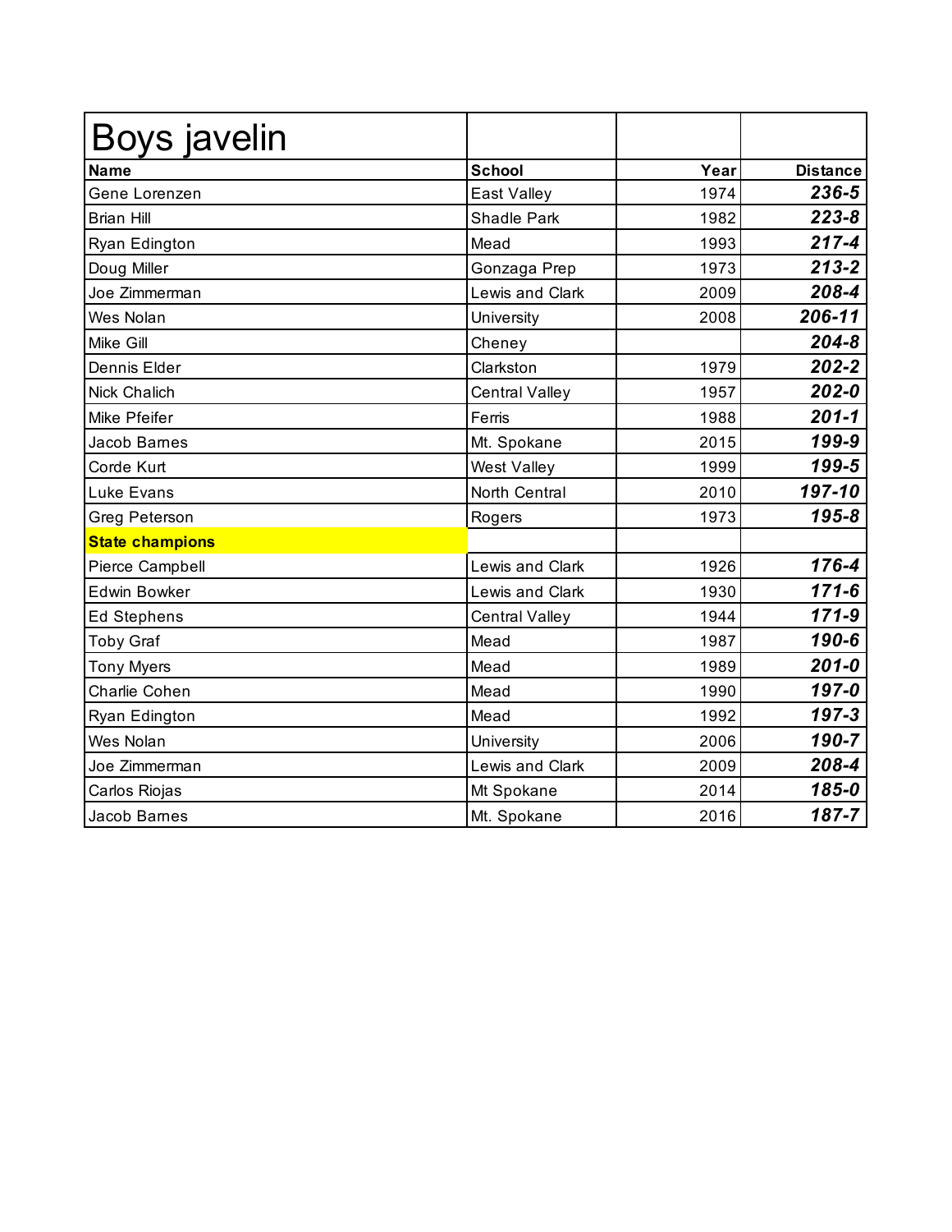# Boys javelin

| Name | School | Year | Distance |
|---|---|---|---|
| Gene Lorenzen | East Valley | 1974 | ***236-5*** |
| Brian Hill | Shadle Park | 1982 | ***223-8*** |
| Ryan Edington | Mead | 1993 | ***217-4*** |
| Doug Miller | Gonzaga Prep | 1973 | ***213-2*** |
| Joe Zimmerman | Lewis and Clark | 2009 | ***208-4*** |
| Wes Nolan | University | 2008 | ***206-11*** |
| Mike Gill | Cheney | | ***204-8*** |
| Dennis Elder | Clarkston | 1979 | ***202-2*** |
| Nick Chalich | Central Valley | 1957 | ***202-0*** |
| Mike Pfeifer | Ferris | 1988 | ***201-1*** |
| Jacob Barnes | Mt. Spokane | 2015 | ***199-9*** |
| Corde Kurt | West Valley | 1999 | ***199-5*** |
| Luke Evans | North Central | 2010 | ***197-10*** |
| Greg Peterson | Rogers | 1973 | ***195-8*** |
| **State champions** | | | |
| Pierce Campbell | Lewis and Clark | 1926 | ***176-4*** |
| Edwin Bowker | Lewis and Clark | 1930 | ***171-6*** |
| Ed Stephens | Central Valley | 1944 | ***171-9*** |
| Toby Graf | Mead | 1987 | ***190-6*** |
| Tony Myers | Mead | 1989 | ***201-0*** |
| Charlie Cohen | Mead | 1990 | ***197-0*** |
| Ryan Edington | Mead | 1992 | ***197-3*** |
| Wes Nolan | University | 2006 | ***190-7*** |
| Joe Zimmerman | Lewis and Clark | 2009 | ***208-4*** |
| Carlos Riojas | Mt Spokane | 2014 | ***185-0*** |
| Jacob Barnes | Mt. Spokane | 2016 | ***187-7*** |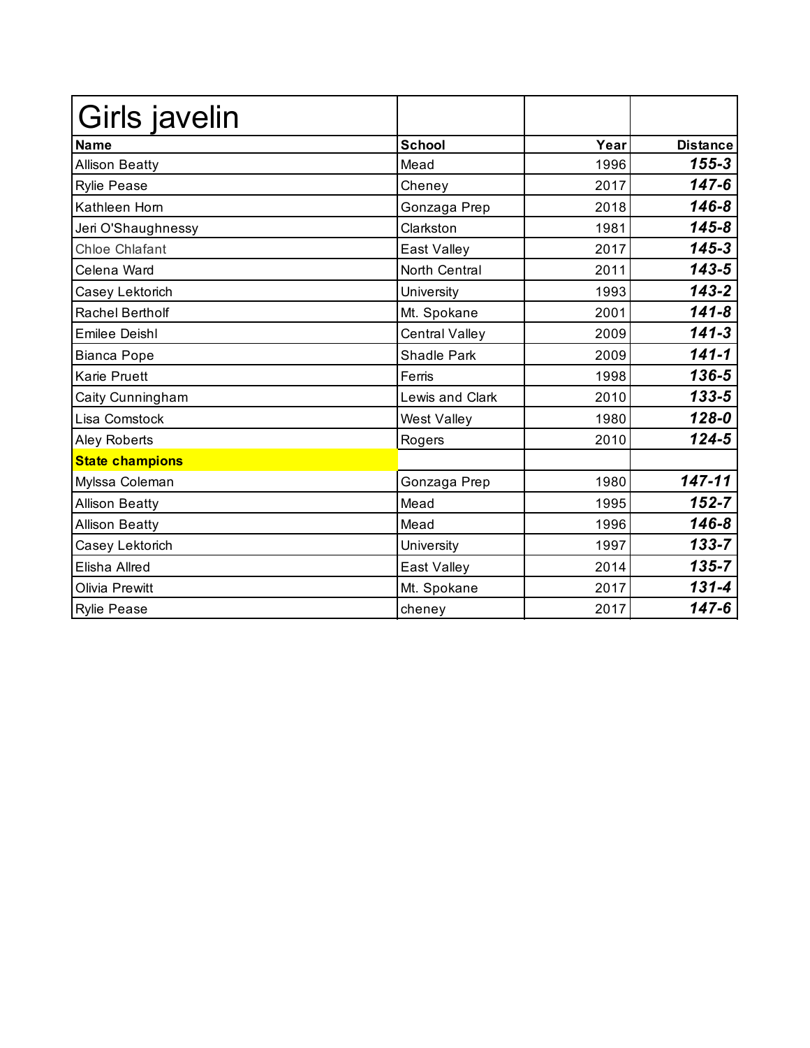# Girls javelin

| Name | School | Year | Distance |
|---|---|---|---|
| Allison Beatty | Mead | 1996 | ***155-3*** |
| Rylie Pease | Cheney | 2017 | ***147-6*** |
| Kathleen Horn | Gonzaga Prep | 2018 | ***146-8*** |
| Jeri O'Shaughnessy | Clarkston | 1981 | ***145-8*** |
| Chloe Chlafant | East Valley | 2017 | ***145-3*** |
| Celena Ward | North Central | 2011 | ***143-5*** |
| Casey Lektorich | University | 1993 | ***143-2*** |
| Rachel Bertholf | Mt. Spokane | 2001 | ***141-8*** |
| Emilee Deishl | Central Valley | 2009 | ***141-3*** |
| Bianca Pope | Shadle Park | 2009 | ***141-1*** |
| Karie Pruett | Ferris | 1998 | ***136-5*** |
| Caity Cunningham | Lewis and Clark | 2010 | ***133-5*** |
| Lisa Comstock | West Valley | 1980 | ***128-0*** |
| Aley Roberts | Rogers | 2010 | ***124-5*** |
| **State champions** | | | |
| Mylssa Coleman | Gonzaga Prep | 1980 | ***147-11*** |
| Allison Beatty | Mead | 1995 | ***152-7*** |
| Allison Beatty | Mead | 1996 | ***146-8*** |
| Casey Lektorich | University | 1997 | ***133-7*** |
| Elisha Allred | East Valley | 2014 | ***135-7*** |
| Olivia Prewitt | Mt. Spokane | 2017 | ***131-4*** |
| Rylie Pease | cheney | 2017 | ***147-6*** |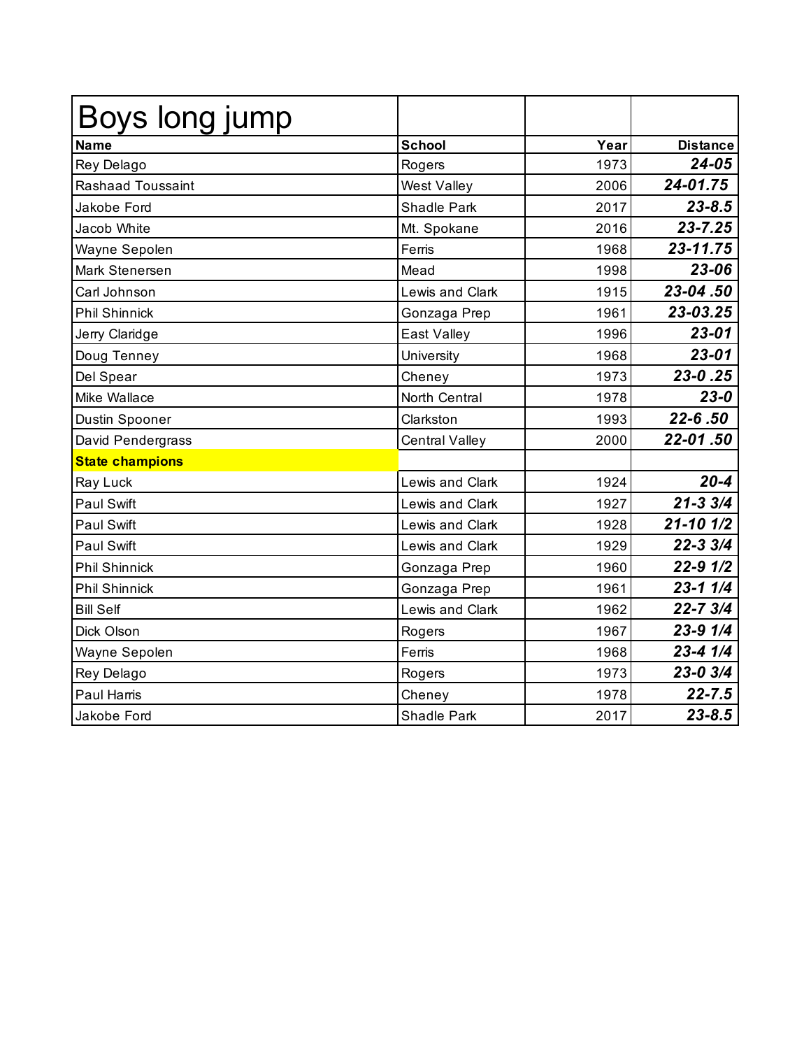# Boys long jump

| Name | School | Year | Distance |
|---|---|---|---|
| Rey Delago | Rogers | 1973 | ***24-05*** |
| Rashaad Toussaint | West Valley | 2006 | ***24-01.75*** |
| Jakobe Ford | Shadle Park | 2017 | ***23-8.5*** |
| Jacob White | Mt. Spokane | 2016 | ***23-7.25*** |
| Wayne Sepolen | Ferris | 1968 | ***23-11.75*** |
| Mark Stenersen | Mead | 1998 | ***23-06*** |
| Carl Johnson | Lewis and Clark | 1915 | ***23-04 .50*** |
| Phil Shinnick | Gonzaga Prep | 1961 | ***23-03.25*** |
| Jerry Claridge | East Valley | 1996 | ***23-01*** |
| Doug Tenney | University | 1968 | ***23-01*** |
| Del Spear | Cheney | 1973 | ***23-0 .25*** |
| Mike Wallace | North Central | 1978 | ***23-0*** |
| Dustin Spooner | Clarkston | 1993 | ***22-6 .50*** |
| David Pendergrass | Central Valley | 2000 | ***22-01 .50*** |
| **State champions** | | | |
| Ray Luck | Lewis and Clark | 1924 | ***20-4*** |
| Paul Swift | Lewis and Clark | 1927 | ***21-3 3/4*** |
| Paul Swift | Lewis and Clark | 1928 | ***21-10 1/2*** |
| Paul Swift | Lewis and Clark | 1929 | ***22-3 3/4*** |
| Phil Shinnick | Gonzaga Prep | 1960 | ***22-9 1/2*** |
| Phil Shinnick | Gonzaga Prep | 1961 | ***23-1 1/4*** |
| Bill Self | Lewis and Clark | 1962 | ***22-7 3/4*** |
| Dick Olson | Rogers | 1967 | ***23-9 1/4*** |
| Wayne Sepolen | Ferris | 1968 | ***23-4 1/4*** |
| Rey Delago | Rogers | 1973 | ***23-0 3/4*** |
| Paul Harris | Cheney | 1978 | ***22-7.5*** |
| Jakobe Ford | Shadle Park | 2017 | ***23-8.5*** |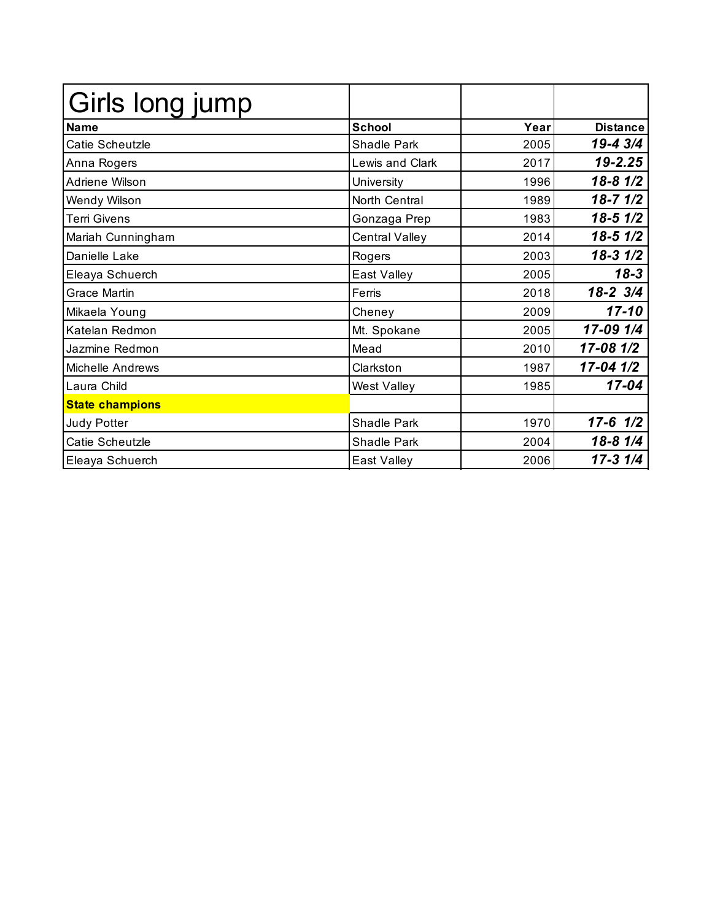| Girls long jump | | | |
|---|---|---|---|
| **Name** | **School** | **Year** | **Distance** |
| Catie Scheutzle | Shadle Park | 2005 | ***19-4 3/4*** |
| Anna Rogers | Lewis and Clark | 2017 | ***19-2.25*** |
| Adriene Wilson | University | 1996 | ***18-8 1/2*** |
| Wendy Wilson | North Central | 1989 | ***18-7 1/2*** |
| Terri Givens | Gonzaga Prep | 1983 | ***18-5 1/2*** |
| Mariah Cunningham | Central Valley | 2014 | ***18-5 1/2*** |
| Danielle Lake | Rogers | 2003 | ***18-3 1/2*** |
| Eleaya Schuerch | East Valley | 2005 | ***18-3*** |
| Grace Martin | Ferris | 2018 | ***18-2 3/4*** |
| Mikaela Young | Cheney | 2009 | ***17-10*** |
| Katelan Redmon | Mt. Spokane | 2005 | ***17-09 1/4*** |
| Jazmine Redmon | Mead | 2010 | ***17-08 1/2*** |
| Michelle Andrews | Clarkston | 1987 | ***17-04 1/2*** |
| Laura Child | West Valley | 1985 | ***17-04*** |
| **State champions** | | | |
| Judy Potter | Shadle Park | 1970 | ***17-6 1/2*** |
| Catie Scheutzle | Shadle Park | 2004 | ***18-8 1/4*** |
| Eleaya Schuerch | East Valley | 2006 | ***17-3 1/4*** |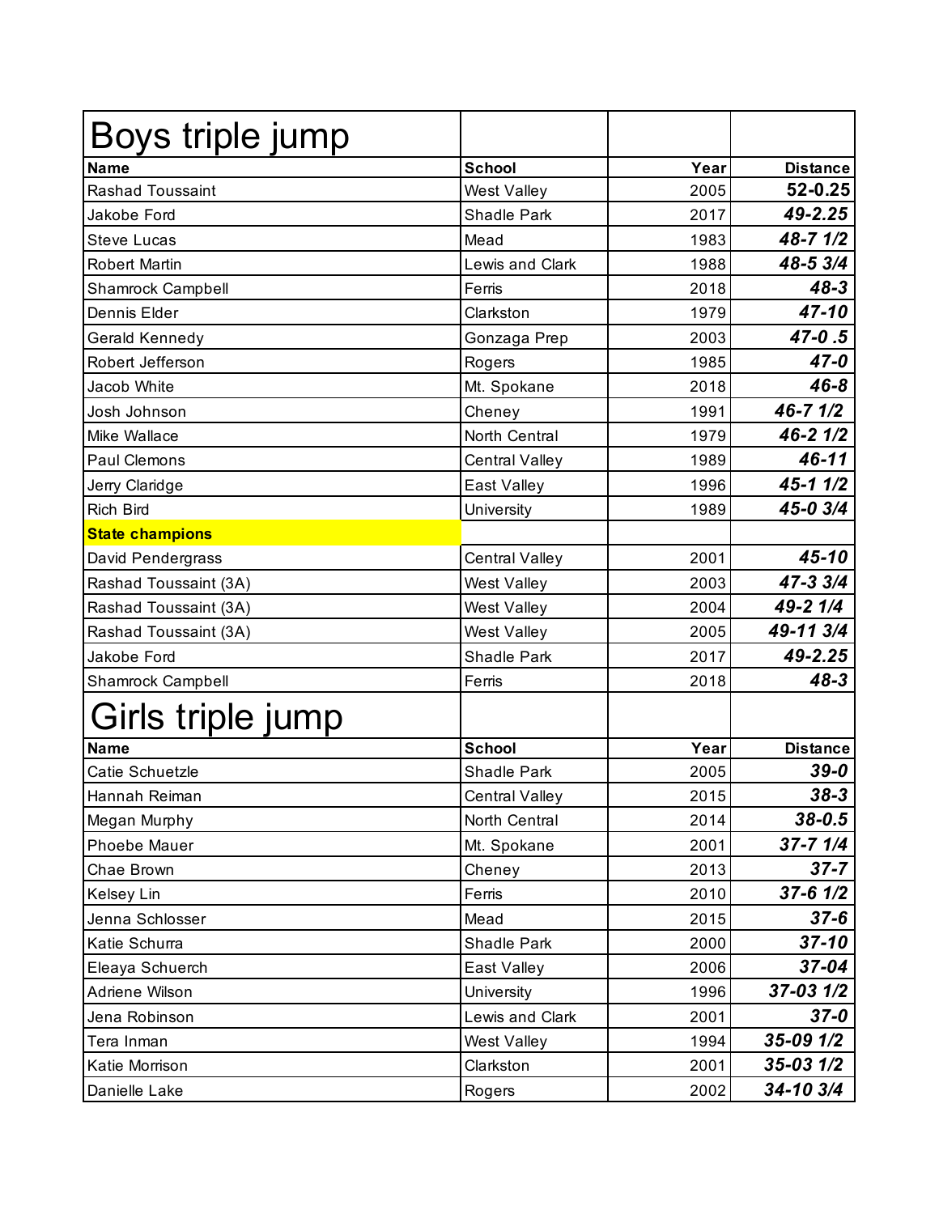# Boys triple jump

| Name | School | Year | Distance |
|---|---|---|---|
| Rashad Toussaint | West Valley | 2005 | **52-0.25** |
| Jakobe Ford | Shadle Park | 2017 | ***49-2.25*** |
| Steve Lucas | Mead | 1983 | ***48-7 1/2*** |
| Robert Martin | Lewis and Clark | 1988 | ***48-5 3/4*** |
| Shamrock Campbell | Ferris | 2018 | ***48-3*** |
| Dennis Elder | Clarkston | 1979 | ***47-10*** |
| Gerald Kennedy | Gonzaga Prep | 2003 | ***47-0 .5*** |
| Robert Jefferson | Rogers | 1985 | ***47-0*** |
| Jacob White | Mt. Spokane | 2018 | ***46-8*** |
| Josh Johnson | Cheney | 1991 | ***46-7 1/2*** |
| Mike Wallace | North Central | 1979 | ***46-2 1/2*** |
| Paul Clemons | Central Valley | 1989 | ***46-11*** |
| Jerry Claridge | East Valley | 1996 | ***45-1 1/2*** |
| Rich Bird | University | 1989 | ***45-0 3/4*** |
| **State champions** | | | |
| David Pendergrass | Central Valley | 2001 | ***45-10*** |
| Rashad Toussaint (3A) | West Valley | 2003 | ***47-3 3/4*** |
| Rashad Toussaint (3A) | West Valley | 2004 | ***49-2 1/4*** |
| Rashad Toussaint (3A) | West Valley | 2005 | ***49-11 3/4*** |
| Jakobe Ford | Shadle Park | 2017 | ***49-2.25*** |
| Shamrock Campbell | Ferris | 2018 | ***48-3*** |

# Girls triple jump

| Name | School | Year | Distance |
|---|---|---|---|
| Catie Schuetzle | Shadle Park | 2005 | ***39-0*** |
| Hannah Reiman | Central Valley | 2015 | ***38-3*** |
| Megan Murphy | North Central | 2014 | ***38-0.5*** |
| Phoebe Mauer | Mt. Spokane | 2001 | ***37-7 1/4*** |
| Chae Brown | Cheney | 2013 | ***37-7*** |
| Kelsey Lin | Ferris | 2010 | ***37-6 1/2*** |
| Jenna Schlosser | Mead | 2015 | ***37-6*** |
| Katie Schurra | Shadle Park | 2000 | ***37-10*** |
| Eleaya Schuerch | East Valley | 2006 | ***37-04*** |
| Adriene Wilson | University | 1996 | ***37-03 1/2*** |
| Jena Robinson | Lewis and Clark | 2001 | ***37-0*** |
| Tera Inman | West Valley | 1994 | ***35-09 1/2*** |
| Katie Morrison | Clarkston | 2001 | ***35-03 1/2*** |
| Danielle Lake | Rogers | 2002 | ***34-10 3/4*** |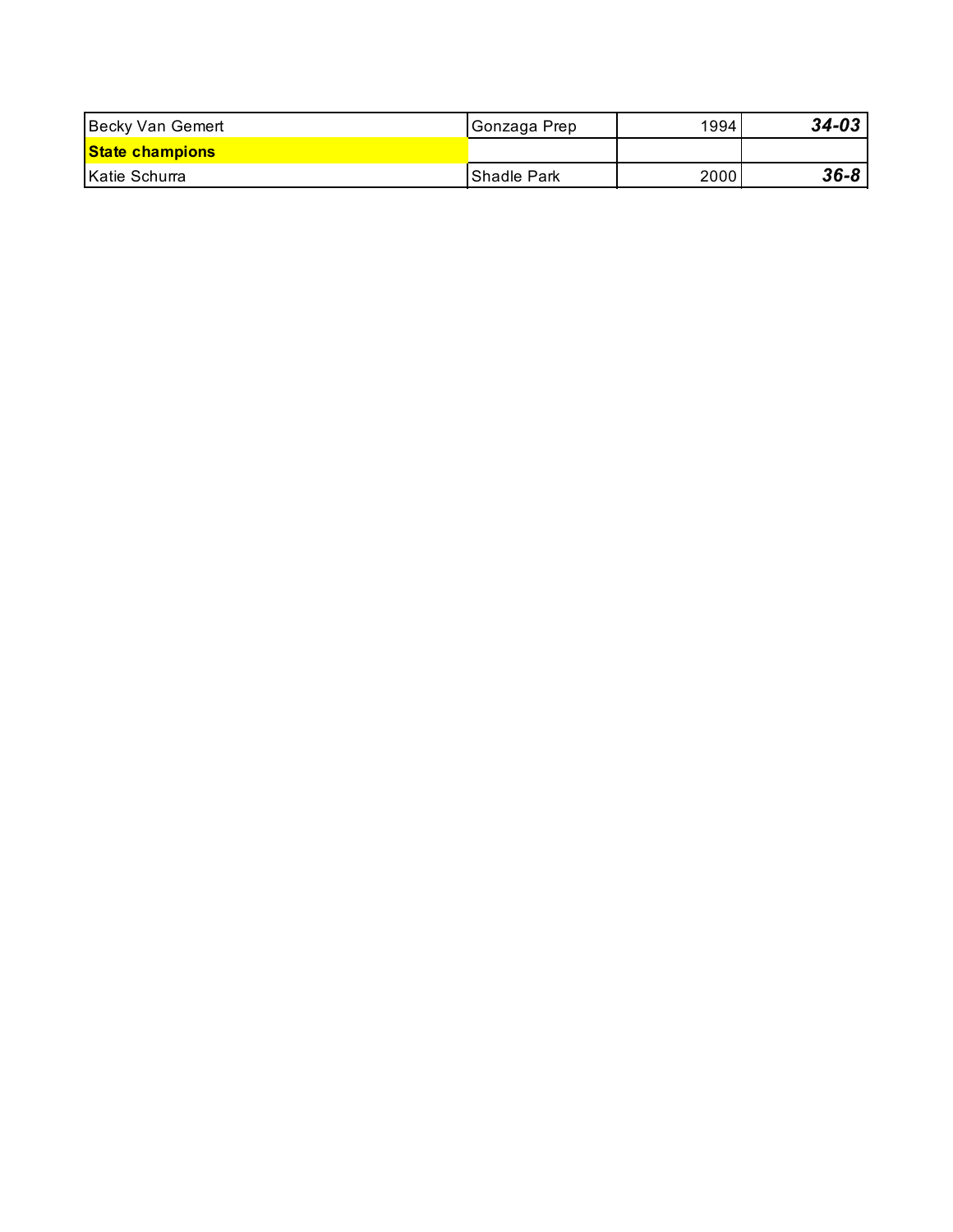| | | | |
|---|---|---|---|
| Becky Van Gemert | Gonzaga Prep | 1994 | ***34-03*** |
| **State champions** | | | |
| Katie Schurra | Shadle Park | 2000 | ***36-8*** |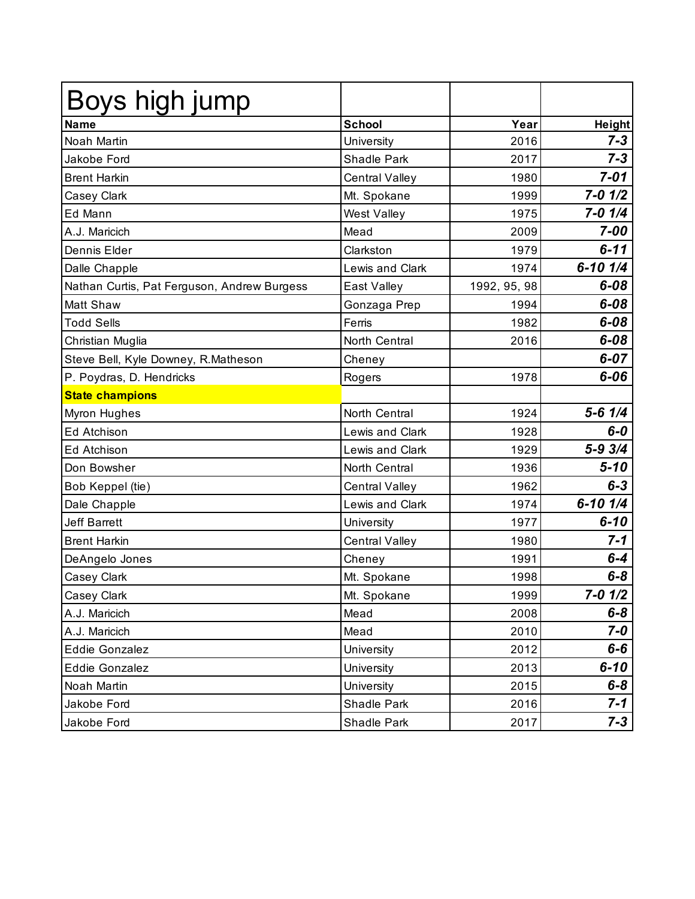| Boys high jump | | | |
|---|---|---|---|
| **Name** | **School** | **Year** | **Height** |
| Noah Martin | University | 2016 | ***7-3*** |
| Jakobe Ford | Shadle Park | 2017 | ***7-3*** |
| Brent Harkin | Central Valley | 1980 | ***7-01*** |
| Casey Clark | Mt. Spokane | 1999 | ***7-0 1/2*** |
| Ed Mann | West Valley | 1975 | ***7-0 1/4*** |
| A.J. Maricich | Mead | 2009 | ***7-00*** |
| Dennis Elder | Clarkston | 1979 | ***6-11*** |
| Dalle Chapple | Lewis and Clark | 1974 | ***6-10 1/4*** |
| Nathan Curtis, Pat Ferguson, Andrew Burgess | East Valley | 1992, 95, 98 | ***6-08*** |
| Matt Shaw | Gonzaga Prep | 1994 | ***6-08*** |
| Todd Sells | Ferris | 1982 | ***6-08*** |
| Christian Muglia | North Central | 2016 | ***6-08*** |
| Steve Bell, Kyle Downey, R.Matheson | Cheney | | ***6-07*** |
| P. Poydras, D. Hendricks | Rogers | 1978 | ***6-06*** |
| **State champions** | | | |
| Myron Hughes | North Central | 1924 | ***5-6 1/4*** |
| Ed Atchison | Lewis and Clark | 1928 | ***6-0*** |
| Ed Atchison | Lewis and Clark | 1929 | ***5-9 3/4*** |
| Don Bowsher | North Central | 1936 | ***5-10*** |
| Bob Keppel (tie) | Central Valley | 1962 | ***6-3*** |
| Dale Chapple | Lewis and Clark | 1974 | ***6-10 1/4*** |
| Jeff Barrett | University | 1977 | ***6-10*** |
| Brent Harkin | Central Valley | 1980 | ***7-1*** |
| DeAngelo Jones | Cheney | 1991 | ***6-4*** |
| Casey Clark | Mt. Spokane | 1998 | ***6-8*** |
| Casey Clark | Mt. Spokane | 1999 | ***7-0 1/2*** |
| A.J. Maricich | Mead | 2008 | ***6-8*** |
| A.J. Maricich | Mead | 2010 | ***7-0*** |
| Eddie Gonzalez | University | 2012 | ***6-6*** |
| Eddie Gonzalez | University | 2013 | ***6-10*** |
| Noah Martin | University | 2015 | ***6-8*** |
| Jakobe Ford | Shadle Park | 2016 | ***7-1*** |
| Jakobe Ford | Shadle Park | 2017 | ***7-3*** |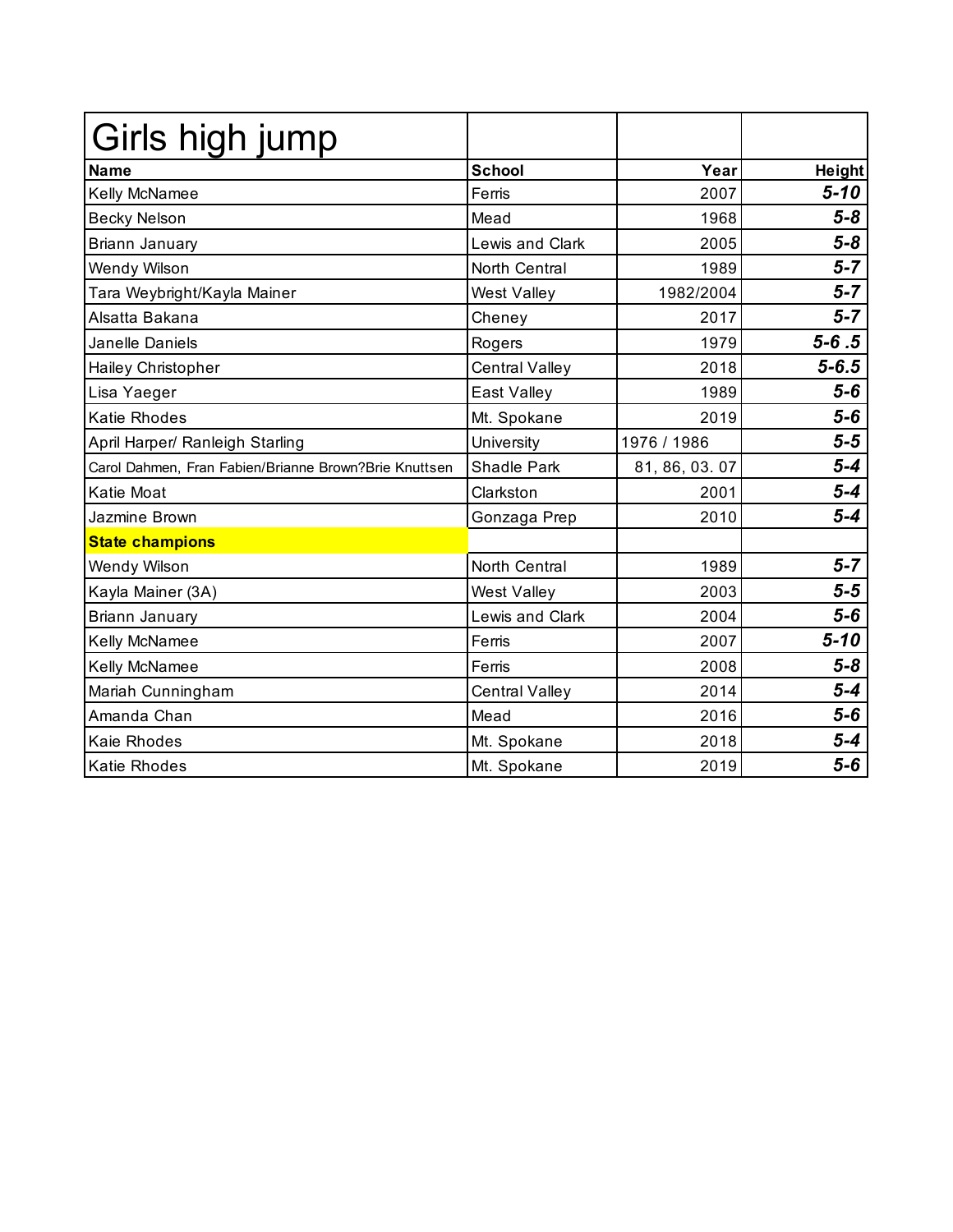# Girls high jump

| Name | School | Year | Height |
|---|---|---|---|
| Kelly McNamee | Ferris | 2007 | ***5-10*** |
| Becky Nelson | Mead | 1968 | ***5-8*** |
| Briann January | Lewis and Clark | 2005 | ***5-8*** |
| Wendy Wilson | North Central | 1989 | ***5-7*** |
| Tara Weybright/Kayla Mainer | West Valley | 1982/2004 | ***5-7*** |
| Alsatta Bakana | Cheney | 2017 | ***5-7*** |
| Janelle Daniels | Rogers | 1979 | ***5-6 .5*** |
| Hailey Christopher | Central Valley | 2018 | ***5-6.5*** |
| Lisa Yaeger | East Valley | 1989 | ***5-6*** |
| Katie Rhodes | Mt. Spokane | 2019 | ***5-6*** |
| April Harper/ Ranleigh Starling | University | 1976 / 1986 | ***5-5*** |
| Carol Dahmen, Fran Fabien/Brianne Brown?Brie Knuttsen | Shadle Park | 81, 86, 03. 07 | ***5-4*** |
| Katie Moat | Clarkston | 2001 | ***5-4*** |
| Jazmine Brown | Gonzaga Prep | 2010 | ***5-4*** |
| **State champions** | | | |
| Wendy Wilson | North Central | 1989 | ***5-7*** |
| Kayla Mainer (3A) | West Valley | 2003 | ***5-5*** |
| Briann January | Lewis and Clark | 2004 | ***5-6*** |
| Kelly McNamee | Ferris | 2007 | ***5-10*** |
| Kelly McNamee | Ferris | 2008 | ***5-8*** |
| Mariah Cunningham | Central Valley | 2014 | ***5-4*** |
| Amanda Chan | Mead | 2016 | ***5-6*** |
| Kaie Rhodes | Mt. Spokane | 2018 | ***5-4*** |
| Katie Rhodes | Mt. Spokane | 2019 | ***5-6*** |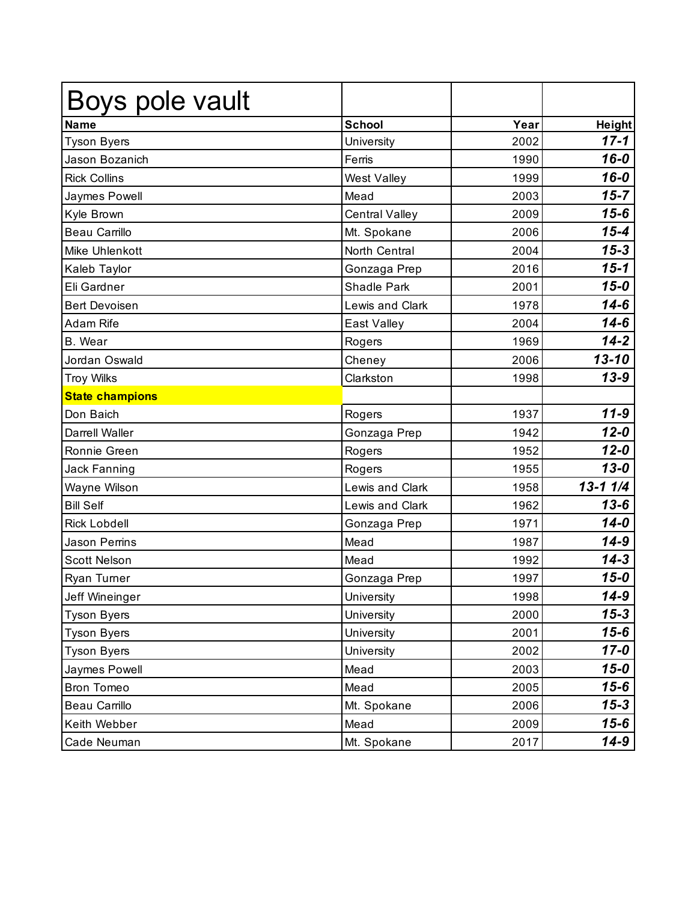| Boys pole vault | | | |
|---|---|---|---|
| **Name** | **School** | **Year** | **Height** |
| Tyson Byers | University | 2002 | ***17-1*** |
| Jason Bozanich | Ferris | 1990 | ***16-0*** |
| Rick Collins | West Valley | 1999 | ***16-0*** |
| Jaymes Powell | Mead | 2003 | ***15-7*** |
| Kyle Brown | Central Valley | 2009 | ***15-6*** |
| Beau Carrillo | Mt. Spokane | 2006 | ***15-4*** |
| Mike Uhlenkott | North Central | 2004 | ***15-3*** |
| Kaleb Taylor | Gonzaga Prep | 2016 | ***15-1*** |
| Eli Gardner | Shadle Park | 2001 | ***15-0*** |
| Bert Devoisen | Lewis and Clark | 1978 | ***14-6*** |
| Adam Rife | East Valley | 2004 | ***14-6*** |
| B. Wear | Rogers | 1969 | ***14-2*** |
| Jordan Oswald | Cheney | 2006 | ***13-10*** |
| Troy Wilks | Clarkston | 1998 | ***13-9*** |
| **State champions** | | | |
| Don Baich | Rogers | 1937 | ***11-9*** |
| Darrell Waller | Gonzaga Prep | 1942 | ***12-0*** |
| Ronnie Green | Rogers | 1952 | ***12-0*** |
| Jack Fanning | Rogers | 1955 | ***13-0*** |
| Wayne Wilson | Lewis and Clark | 1958 | ***13-1 1/4*** |
| Bill Self | Lewis and Clark | 1962 | ***13-6*** |
| Rick Lobdell | Gonzaga Prep | 1971 | ***14-0*** |
| Jason Perrins | Mead | 1987 | ***14-9*** |
| Scott Nelson | Mead | 1992 | ***14-3*** |
| Ryan Turner | Gonzaga Prep | 1997 | ***15-0*** |
| Jeff Wineinger | University | 1998 | ***14-9*** |
| Tyson Byers | University | 2000 | ***15-3*** |
| Tyson Byers | University | 2001 | ***15-6*** |
| Tyson Byers | University | 2002 | ***17-0*** |
| Jaymes Powell | Mead | 2003 | ***15-0*** |
| Bron Tomeo | Mead | 2005 | ***15-6*** |
| Beau Carrillo | Mt. Spokane | 2006 | ***15-3*** |
| Keith Webber | Mead | 2009 | ***15-6*** |
| Cade Neuman | Mt. Spokane | 2017 | ***14-9*** |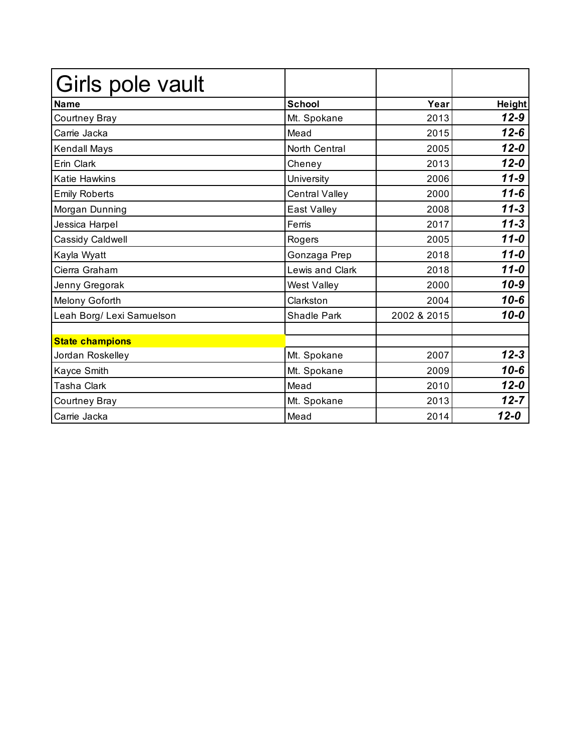| Girls pole vault | | | |
|---|---|---|---|
| **Name** | **School** | **Year** | **Height** |
| Courtney Bray | Mt. Spokane | 2013 | ***12-9*** |
| Carrie Jacka | Mead | 2015 | ***12-6*** |
| Kendall Mays | North Central | 2005 | ***12-0*** |
| Erin Clark | Cheney | 2013 | ***12-0*** |
| Katie Hawkins | University | 2006 | ***11-9*** |
| Emily Roberts | Central Valley | 2000 | ***11-6*** |
| Morgan Dunning | East Valley | 2008 | ***11-3*** |
| Jessica Harpel | Ferris | 2017 | ***11-3*** |
| Cassidy Caldwell | Rogers | 2005 | ***11-0*** |
| Kayla Wyatt | Gonzaga Prep | 2018 | ***11-0*** |
| Cierra Graham | Lewis and Clark | 2018 | ***11-0*** |
| Jenny Gregorak | West Valley | 2000 | ***10-9*** |
| Melony Goforth | Clarkston | 2004 | ***10-6*** |
| Leah Borg/ Lexi Samuelson | Shadle Park | 2002 & 2015 | ***10-0*** |
| | | | |
| **State champions** | | | |
| Jordan Roskelley | Mt. Spokane | 2007 | ***12-3*** |
| Kayce Smith | Mt. Spokane | 2009 | ***10-6*** |
| Tasha Clark | Mead | 2010 | ***12-0*** |
| Courtney Bray | Mt. Spokane | 2013 | ***12-7*** |
| Carrie Jacka | Mead | 2014 | ***12-0*** |